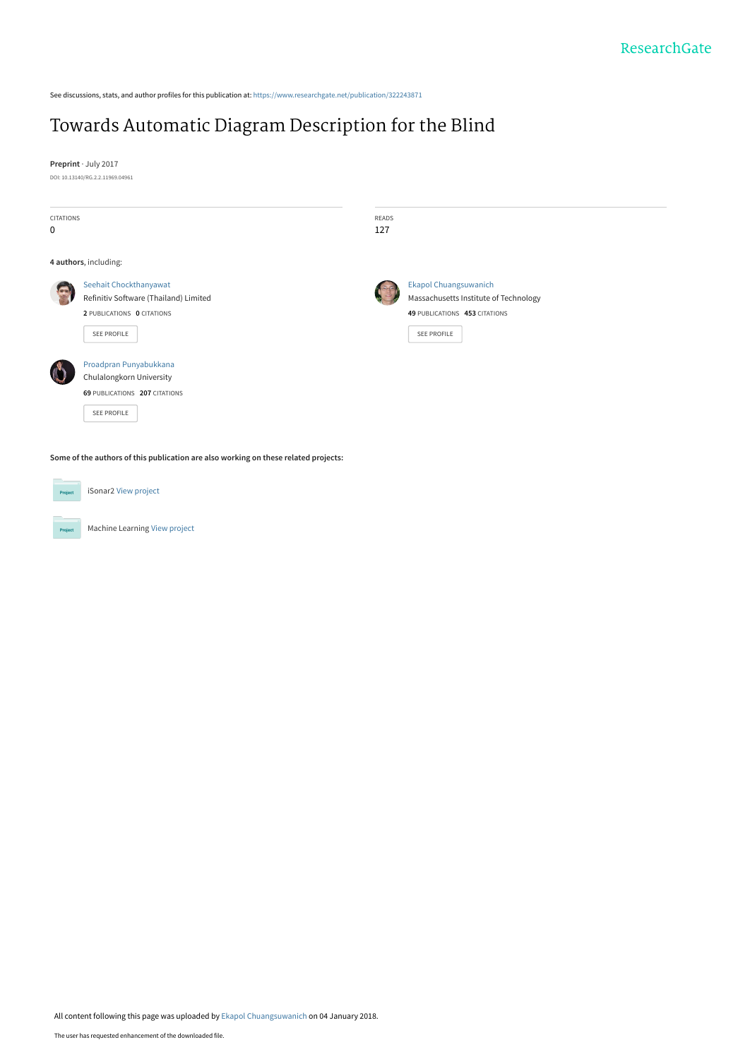ResearchGate

See discussions, stats, and author profiles for this publication at: https://www.researchgate.net/publication/322243871

# Towards Automatic Diagram Description for the Blind

**Preprint** · July 2017

DOI: 10.13140/RG.2.2.11969.04961

CITATIONS
0

READS
127

**4 authors**, including:

Seehait Chockthanyawat
Refinitiv Software (Thailand) Limited
**2** PUBLICATIONS **0** CITATIONS
SEE PROFILE

Ekapol Chuangsuwanich
Massachusetts Institute of Technology
**49** PUBLICATIONS **453** CITATIONS
SEE PROFILE

Proadpran Punyabukkana
Chulalongkorn University
**69** PUBLICATIONS **207** CITATIONS
SEE PROFILE

**Some of the authors of this publication are also working on these related projects:**

iSonar2 View project

Machine Learning View project

All content following this page was uploaded by Ekapol Chuangsuwanich on 04 January 2018.

The user has requested enhancement of the downloaded file.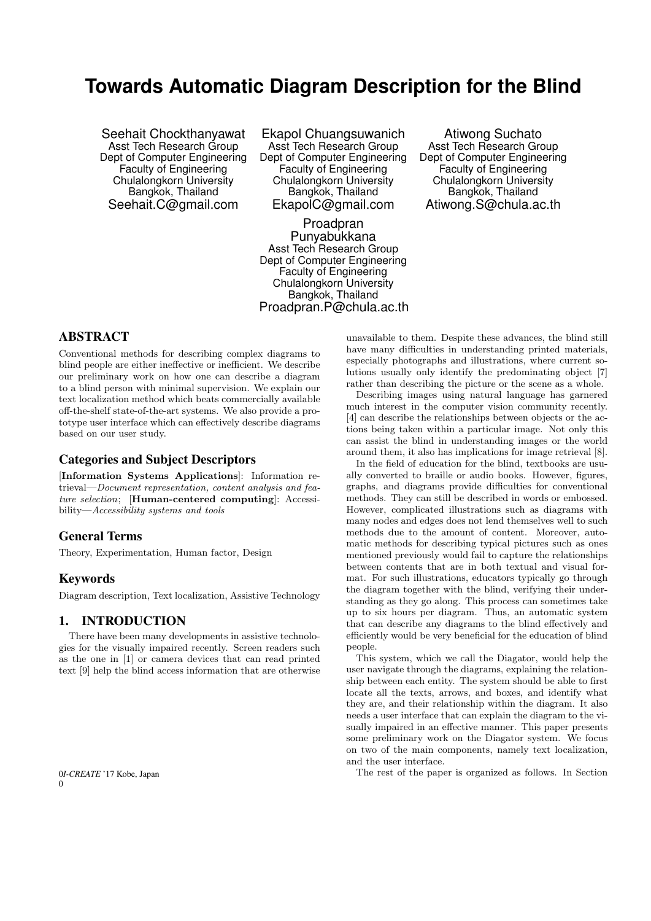# Towards Automatic Diagram Description for the Blind

Seehait Chockthanyawat
Asst Tech Research Group
Dept of Computer Engineering
Faculty of Engineering
Chulalongkorn University
Bangkok, Thailand
Seehait.C@gmail.com

Ekapol Chuangsuwanich
Asst Tech Research Group
Dept of Computer Engineering
Faculty of Engineering
Chulalongkorn University
Bangkok, Thailand
EkapolC@gmail.com

Atiwong Suchato
Asst Tech Research Group
Dept of Computer Engineering
Faculty of Engineering
Chulalongkorn University
Bangkok, Thailand
Atiwong.S@chula.ac.th

Proadpran Punyabukkana
Asst Tech Research Group
Dept of Computer Engineering
Faculty of Engineering
Chulalongkorn University
Bangkok, Thailand
Proadpran.P@chula.ac.th

## ABSTRACT

Conventional methods for describing complex diagrams to blind people are either ineffective or inefficient. We describe our preliminary work on how one can describe a diagram to a blind person with minimal supervision. We explain our text localization method which beats commercially available off-the-shelf state-of-the-art systems. We also provide a prototype user interface which can effectively describe diagrams based on our user study.

## Categories and Subject Descriptors

[**Information Systems Applications**]: Information retrieval—*Document representation, content analysis and feature selection*; [**Human-centered computing**]: Accessibility—*Accessibility systems and tools*

## General Terms

Theory, Experimentation, Human factor, Design

## Keywords

Diagram description, Text localization, Assistive Technology

## 1. INTRODUCTION

There have been many developments in assistive technologies for the visually impaired recently. Screen readers such as the one in [1] or camera devices that can read printed text [9] help the blind access information that are otherwise unavailable to them. Despite these advances, the blind still have many difficulties in understanding printed materials, especially photographs and illustrations, where current solutions usually only identify the predominating object [7] rather than describing the picture or the scene as a whole.

Describing images using natural language has garnered much interest in the computer vision community recently. [4] can describe the relationships between objects or the actions being taken within a particular image. Not only this can assist the blind in understanding images or the world around them, it also has implications for image retrieval [8].

In the field of education for the blind, textbooks are usually converted to braille or audio books. However, figures, graphs, and diagrams provide difficulties for conventional methods. They can still be described in words or embossed. However, complicated illustrations such as diagrams with many nodes and edges does not lend themselves well to such methods due to the amount of content. Moreover, automatic methods for describing typical pictures such as ones mentioned previously would fail to capture the relationships between contents that are in both textual and visual format. For such illustrations, educators typically go through the diagram together with the blind, verifying their understanding as they go along. This process can sometimes take up to six hours per diagram. Thus, an automatic system that can describe any diagrams to the blind effectively and efficiently would be very beneficial for the education of blind people.

This system, which we call the Diagator, would help the user navigate through the diagrams, explaining the relationship between each entity. The system should be able to first locate all the texts, arrows, and boxes, and identify what they are, and their relationship within the diagram. It also needs a user interface that can explain the diagram to the visually impaired in an effective manner. This paper presents some preliminary work on the Diagator system. We focus on two of the main components, namely text localization, and the user interface.

The rest of the paper is organized as follows. In Section

0*I-CREATE* '17 Kobe, Japan
0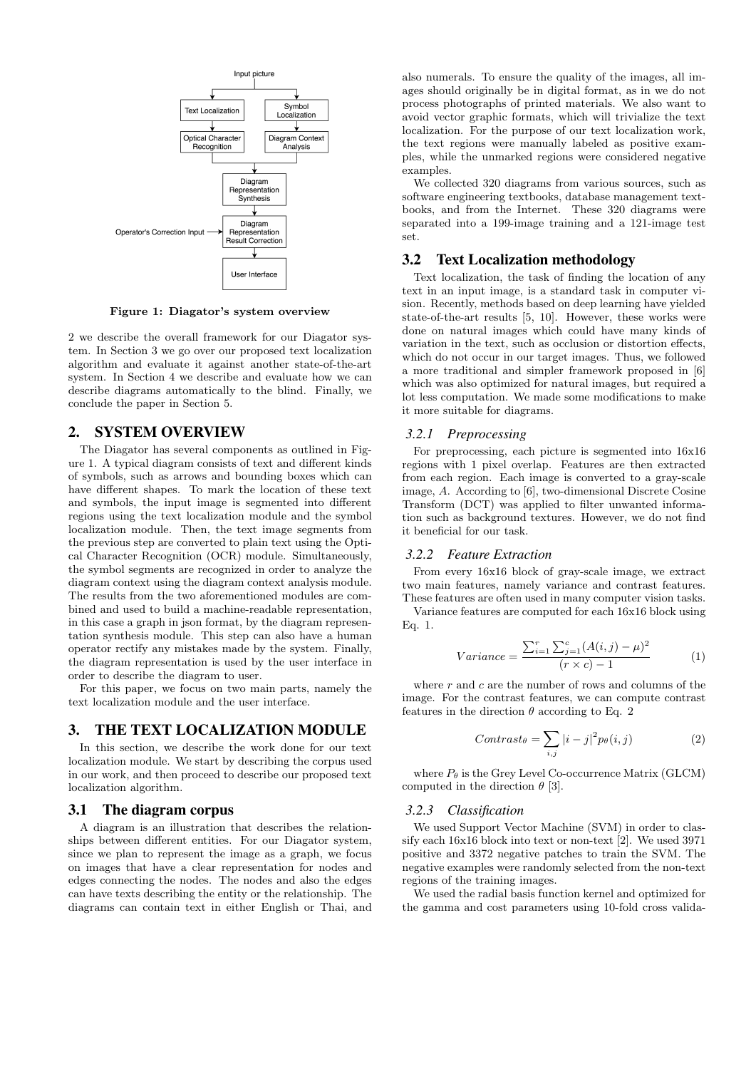Figure 1: Diagator's system overview

2 we describe the overall framework for our Diagator system. In Section 3 we go over our proposed text localization algorithm and evaluate it against another state-of-the-art system. In Section 4 we describe and evaluate how we can describe diagrams automatically to the blind. Finally, we conclude the paper in Section 5.

## 2. SYSTEM OVERVIEW

The Diagator has several components as outlined in Figure 1. A typical diagram consists of text and different kinds of symbols, such as arrows and bounding boxes which can have different shapes. To mark the location of these text and symbols, the input image is segmented into different regions using the text localization module and the symbol localization module. Then, the text image segments from the previous step are converted to plain text using the Optical Character Recognition (OCR) module. Simultaneously, the symbol segments are recognized in order to analyze the diagram context using the diagram context analysis module. The results from the two aforementioned modules are combined and used to build a machine-readable representation, in this case a graph in json format, by the diagram representation synthesis module. This step can also have a human operator rectify any mistakes made by the system. Finally, the diagram representation is used by the user interface in order to describe the diagram to user.

For this paper, we focus on two main parts, namely the text localization module and the user interface.

## 3. THE TEXT LOCALIZATION MODULE

In this section, we describe the work done for our text localization module. We start by describing the corpus used in our work, and then proceed to describe our proposed text localization algorithm.

### 3.1 The diagram corpus

A diagram is an illustration that describes the relationships between different entities. For our Diagator system, since we plan to represent the image as a graph, we focus on images that have a clear representation for nodes and edges connecting the nodes. The nodes and also the edges can have texts describing the entity or the relationship. The diagrams can contain text in either English or Thai, and also numerals. To ensure the quality of the images, all images should originally be in digital format, as in we do not process photographs of printed materials. We also want to avoid vector graphic formats, which will trivialize the text localization. For the purpose of our text localization work, the text regions were manually labeled as positive examples, while the unmarked regions were considered negative examples.

We collected 320 diagrams from various sources, such as software engineering textbooks, database management textbooks, and from the Internet. These 320 diagrams were separated into a 199-image training and a 121-image test set.

### 3.2 Text Localization methodology

Text localization, the task of finding the location of any text in an input image, is a standard task in computer vision. Recently, methods based on deep learning have yielded state-of-the-art results [5, 10]. However, these works were done on natural images which could have many kinds of variation in the text, such as occlusion or distortion effects, which do not occur in our target images. Thus, we followed a more traditional and simpler framework proposed in [6] which was also optimized for natural images, but required a lot less computation. We made some modifications to make it more suitable for diagrams.

#### 3.2.1 Preprocessing

For preprocessing, each picture is segmented into 16x16 regions with 1 pixel overlap. Features are then extracted from each region. Each image is converted to a gray-scale image, $A$. According to [6], two-dimensional Discrete Cosine Transform (DCT) was applied to filter unwanted information such as background textures. However, we do not find it beneficial for our task.

#### 3.2.2 Feature Extraction

From every 16x16 block of gray-scale image, we extract two main features, namely variance and contrast features. These features are often used in many computer vision tasks.

Variance features are computed for each 16x16 block using Eq. 1.

$$Variance = \frac{\sum_{i=1}^{r} \sum_{j=1}^{c} (A(i,j) - \mu)^2}{(r \times c) - 1} \tag{1}$$

where $r$ and $c$ are the number of rows and columns of the image. For the contrast features, we can compute contrast features in the direction $\theta$ according to Eq. 2

$$Contrast_\theta = \sum_{i,j} |i - j|^2 p_\theta(i,j) \tag{2}$$

where $P_\theta$ is the Grey Level Co-occurrence Matrix (GLCM) computed in the direction $\theta$ [3].

#### 3.2.3 Classification

We used Support Vector Machine (SVM) in order to classify each 16x16 block into text or non-text [2]. We used 3971 positive and 3372 negative patches to train the SVM. The negative examples were randomly selected from the non-text regions of the training images.

We used the radial basis function kernel and optimized for the gamma and cost parameters using 10-fold cross valida-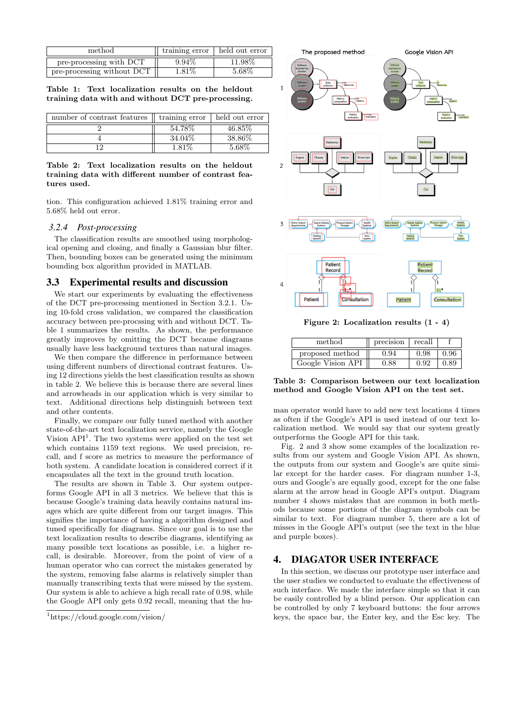| method | training error | held out error |
|---|---|---|
| pre-processing with DCT | 9.94% | 11.98% |
| pre-processing without DCT | 1.81% | 5.68% |

**Table 1: Text localization results on the heldout training data with and without DCT pre-processing.**

| number of contrast features | training error | held out error |
|---|---|---|
| 2 | 54.78% | 46.85% |
| 4 | 34.04% | 38.86% |
| 12 | 1.81% | 5.68% |

**Table 2: Text localization results on the heldout training data with different number of contrast features used.**

tion. This configuration achieved 1.81% training error and 5.68% held out error.

#### 3.2.4 *Post-processing*

The classification results are smoothed using morphological opening and closing, and finally a Gaussian blur filter. Then, bounding boxes can be generated using the minimum bounding box algorithm provided in MATLAB.

### 3.3 Experimental results and discussion

We start our experiments by evaluating the effectiveness of the DCT pre-processing mentioned in Section 3.2.1. Using 10-fold cross validation, we compared the classification accuracy between pre-procssing with and without DCT. Table 1 summarizes the results. As shown, the performance greatly improves by omitting the DCT because diagrams usually have less background textures than natural images.

We then compare the difference in performance between using different numbers of directional contrast features. Using 12 directions yields the best classification results as shown in table 2. We believe this is because there are several lines and arrowheads in our application which is very similar to text. Additional directions help distinguish between text and other contents.

Finally, we compare our fully tuned method with another state-of-the-art text localization service, namely the Google Vision API[1]. The two systems were applied on the test set which contains 1159 text regions. We used precision, recall, and f score as metrics to measure the performance of both system. A candidate location is considered correct if it encapsulates all the text in the ground truth location.

The results are shown in Table 3. Our system outperforms Google API in all 3 metrics. We believe that this is because Google's training data heavily contains natural images which are quite different from our target images. This signifies the importance of having a algorithm designed and tuned specifically for diagrams. Since our goal is to use the text localization results to describe diagrams, identifying as many possible text locations as possible, i.e. a higher recall, is desirable. Moreover, from the point of view of a human operator who can correct the mistakes generated by the system, removing false alarms is relatively simpler than manually transcribing texts that were missed by the system. Our system is able to achieve a high recall rate of 0.98, while the Google API only gets 0.92 recall, meaning that the human operator would have to add new text locations 4 times as often if the Google's API is used instead of our text localization method. We would say that our system greatly outperforms the Google API for this task.

[1]https://cloud.google.com/vision/

**Figure 2: Localization results (1 - 4)**

| method | precision | recall | f |
|---|---|---|---|
| proposed method | 0.94 | 0.98 | 0.96 |
| Google Vision API | 0.88 | 0.92 | 0.89 |

**Table 3: Comparison between our text localization method and Google Vision API on the test set.**

Fig. 2 and 3 show some examples of the localization results from our system and Google Vision API. As shown, the outputs from our system and Google's are quite similar except for the harder cases. For diagram number 1-3, ours and Google's are equally good, except for the one false alarm at the arrow head in Google API's output. Diagram number 4 shows mistakes that are common in both methods because some portions of the diagram symbols can be similar to text. For diagram number 5, there are a lot of misses in the Google API's output (see the text in the blue and purple boxes).

## 4. DIAGATOR USER INTERFACE

In this section, we discuss our prototype user interface and the user studies we conducted to evaluate the effectiveness of such interface. We made the interface simple so that it can be easily controlled by a blind person. Our application can be controlled by only 7 keyboard buttons: the four arrows keys, the space bar, the Enter key, and the Esc key. The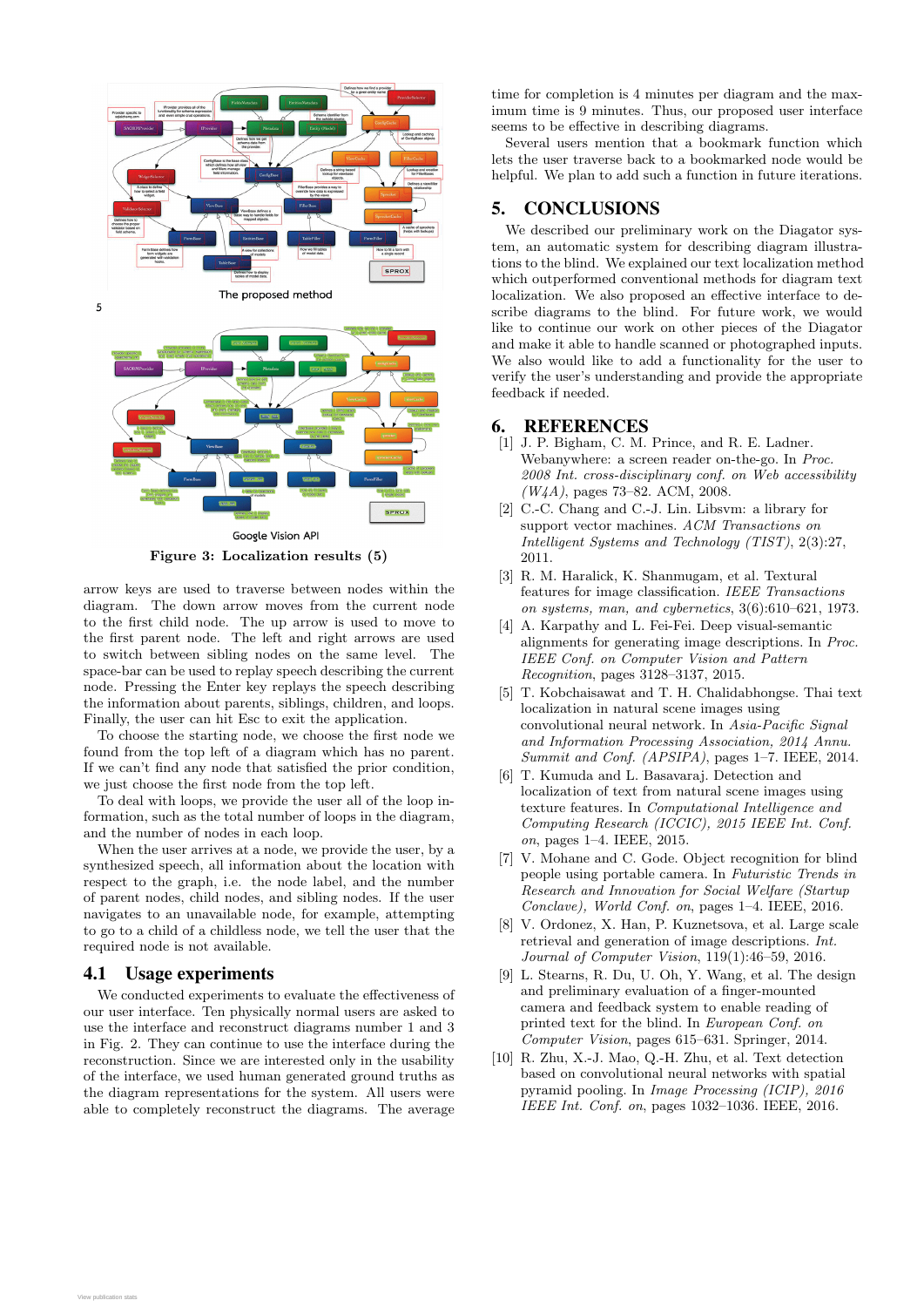The proposed method

5

Google Vision API

**Figure 3: Localization results (5)**

arrow keys are used to traverse between nodes within the diagram. The down arrow moves from the current node to the first child node. The up arrow is used to move to the first parent node. The left and right arrows are used to switch between sibling nodes on the same level. The space-bar can be used to replay speech describing the current node. Pressing the Enter key replays the speech describing the information about parents, siblings, children, and loops. Finally, the user can hit Esc to exit the application.

To choose the starting node, we choose the first node we found from the top left of a diagram which has no parent. If we can't find any node that satisfied the prior condition, we just choose the first node from the top left.

To deal with loops, we provide the user all of the loop information, such as the total number of loops in the diagram, and the number of nodes in each loop.

When the user arrives at a node, we provide the user, by a synthesized speech, all information about the location with respect to the graph, i.e. the node label, and the number of parent nodes, child nodes, and sibling nodes. If the user navigates to an unavailable node, for example, attempting to go to a child of a childless node, we tell the user that the required node is not available.

## 4.1 Usage experiments

We conducted experiments to evaluate the effectiveness of our user interface. Ten physically normal users are asked to use the interface and reconstruct diagrams number 1 and 3 in Fig. 2. They can continue to use the interface during the reconstruction. Since we are interested only in the usability of the interface, we used human generated ground truths as the diagram representations for the system. All users were able to completely reconstruct the diagrams. The average time for completion is 4 minutes per diagram and the maximum time is 9 minutes. Thus, our proposed user interface seems to be effective in describing diagrams.

Several users mention that a bookmark function which lets the user traverse back to a bookmarked node would be helpful. We plan to add such a function in future iterations.

# 5. CONCLUSIONS

We described our preliminary work on the Diagator system, an automatic system for describing diagram illustrations to the blind. We explained our text localization method which outperformed conventional methods for diagram text localization. We also proposed an effective interface to describe diagrams to the blind. For future work, we would like to continue our work on other pieces of the Diagator and make it able to handle scanned or photographed inputs. We also would like to add a functionality for the user to verify the user's understanding and provide the appropriate feedback if needed.

# 6. REFERENCES

[1] J. P. Bigham, C. M. Prince, and R. E. Ladner. Webanywhere: a screen reader on-the-go. In *Proc. 2008 Int. cross-disciplinary conf. on Web accessibility (W4A)*, pages 73–82. ACM, 2008.

[2] C.-C. Chang and C.-J. Lin. Libsvm: a library for support vector machines. *ACM Transactions on Intelligent Systems and Technology (TIST)*, 2(3):27, 2011.

[3] R. M. Haralick, K. Shanmugam, et al. Textural features for image classification. *IEEE Transactions on systems, man, and cybernetics*, 3(6):610–621, 1973.

[4] A. Karpathy and L. Fei-Fei. Deep visual-semantic alignments for generating image descriptions. In *Proc. IEEE Conf. on Computer Vision and Pattern Recognition*, pages 3128–3137, 2015.

[5] T. Kobchaisawat and T. H. Chalidabhongse. Thai text localization in natural scene images using convolutional neural network. In *Asia-Pacific Signal and Information Processing Association, 2014 Annu. Summit and Conf. (APSIPA)*, pages 1–7. IEEE, 2014.

[6] T. Kumuda and L. Basavaraj. Detection and localization of text from natural scene images using texture features. In *Computational Intelligence and Computing Research (ICCIC), 2015 IEEE Int. Conf. on*, pages 1–4. IEEE, 2015.

[7] V. Mohane and C. Gode. Object recognition for blind people using portable camera. In *Futuristic Trends in Research and Innovation for Social Welfare (Startup Conclave), World Conf. on*, pages 1–4. IEEE, 2016.

[8] V. Ordonez, X. Han, P. Kuznetsova, et al. Large scale retrieval and generation of image descriptions. *Int. Journal of Computer Vision*, 119(1):46–59, 2016.

[9] L. Stearns, R. Du, U. Oh, Y. Wang, et al. The design and preliminary evaluation of a finger-mounted camera and feedback system to enable reading of printed text for the blind. In *European Conf. on Computer Vision*, pages 615–631. Springer, 2014.

[10] R. Zhu, X.-J. Mao, Q.-H. Zhu, et al. Text detection based on convolutional neural networks with spatial pyramid pooling. In *Image Processing (ICIP), 2016 IEEE Int. Conf. on*, pages 1032–1036. IEEE, 2016.